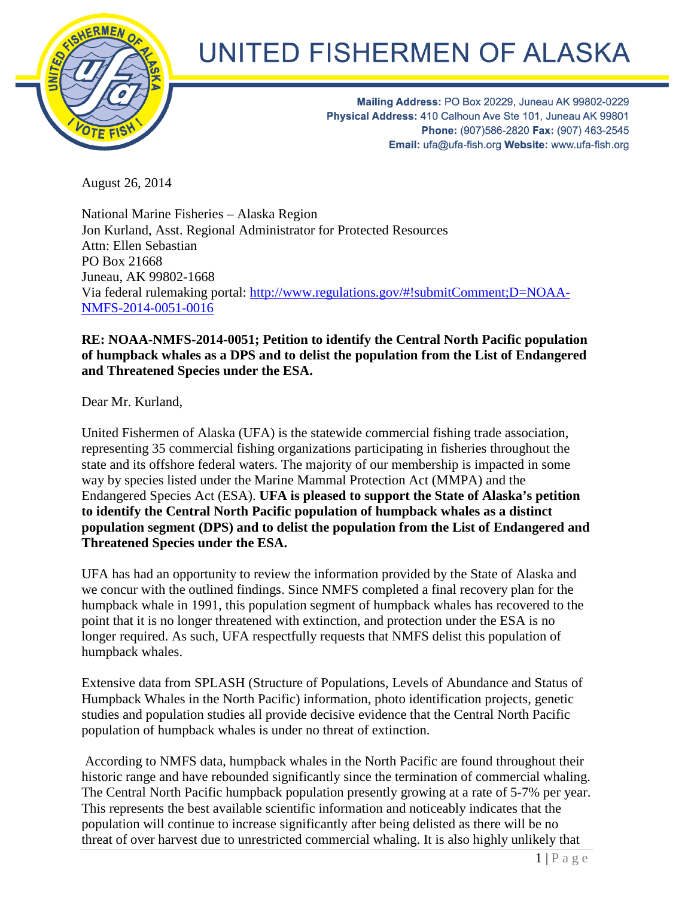# UNITED FISHERMEN OF ALASKA

**Mailing Address:** PO Box 20229, Juneau AK 99802-0229
**Physical Address:** 410 Calhoun Ave Ste 101, Juneau AK 99801
**Phone:** (907)586-2820 **Fax:** (907) 463-2545
**Email:** ufa@ufa-fish.org **Website:** www.ufa-fish.org

August 26, 2014

National Marine Fisheries – Alaska Region
Jon Kurland, Asst. Regional Administrator for Protected Resources
Attn: Ellen Sebastian
PO Box 21668
Juneau, AK 99802-1668
Via federal rulemaking portal: http://www.regulations.gov/#!submitComment;D=NOAA-NMFS-2014-0051-0016

**RE: NOAA-NMFS-2014-0051; Petition to identify the Central North Pacific population of humpback whales as a DPS and to delist the population from the List of Endangered and Threatened Species under the ESA.**

Dear Mr. Kurland,

United Fishermen of Alaska (UFA) is the statewide commercial fishing trade association, representing 35 commercial fishing organizations participating in fisheries throughout the state and its offshore federal waters. The majority of our membership is impacted in some way by species listed under the Marine Mammal Protection Act (MMPA) and the Endangered Species Act (ESA). **UFA is pleased to support the State of Alaska's petition to identify the Central North Pacific population of humpback whales as a distinct population segment (DPS) and to delist the population from the List of Endangered and Threatened Species under the ESA.**

UFA has had an opportunity to review the information provided by the State of Alaska and we concur with the outlined findings. Since NMFS completed a final recovery plan for the humpback whale in 1991, this population segment of humpback whales has recovered to the point that it is no longer threatened with extinction, and protection under the ESA is no longer required. As such, UFA respectfully requests that NMFS delist this population of humpback whales.

Extensive data from SPLASH (Structure of Populations, Levels of Abundance and Status of Humpback Whales in the North Pacific) information, photo identification projects, genetic studies and population studies all provide decisive evidence that the Central North Pacific population of humpback whales is under no threat of extinction.

According to NMFS data, humpback whales in the North Pacific are found throughout their historic range and have rebounded significantly since the termination of commercial whaling. The Central North Pacific humpback population presently growing at a rate of 5-7% per year. This represents the best available scientific information and noticeably indicates that the population will continue to increase significantly after being delisted as there will be no threat of over harvest due to unrestricted commercial whaling. It is also highly unlikely that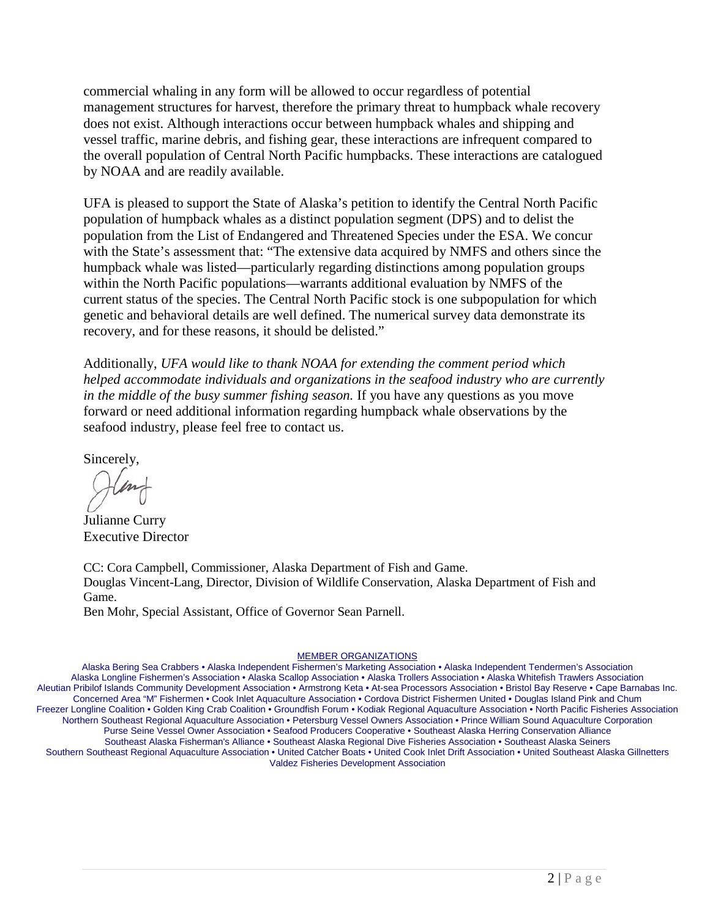commercial whaling in any form will be allowed to occur regardless of potential management structures for harvest, therefore the primary threat to humpback whale recovery does not exist. Although interactions occur between humpback whales and shipping and vessel traffic, marine debris, and fishing gear, these interactions are infrequent compared to the overall population of Central North Pacific humpbacks. These interactions are catalogued by NOAA and are readily available.

UFA is pleased to support the State of Alaska's petition to identify the Central North Pacific population of humpback whales as a distinct population segment (DPS) and to delist the population from the List of Endangered and Threatened Species under the ESA. We concur with the State's assessment that: "The extensive data acquired by NMFS and others since the humpback whale was listed—particularly regarding distinctions among population groups within the North Pacific populations—warrants additional evaluation by NMFS of the current status of the species. The Central North Pacific stock is one subpopulation for which genetic and behavioral details are well defined. The numerical survey data demonstrate its recovery, and for these reasons, it should be delisted."

Additionally, *UFA would like to thank NOAA for extending the comment period which helped accommodate individuals and organizations in the seafood industry who are currently in the middle of the busy summer fishing season.* If you have any questions as you move forward or need additional information regarding humpback whale observations by the seafood industry, please feel free to contact us.

Sincerely,

Julianne Curry
Executive Director

CC: Cora Campbell, Commissioner, Alaska Department of Fish and Game.
Douglas Vincent-Lang, Director, Division of Wildlife Conservation, Alaska Department of Fish and Game.
Ben Mohr, Special Assistant, Office of Governor Sean Parnell.

MEMBER ORGANIZATIONS

Alaska Bering Sea Crabbers • Alaska Independent Fishermen's Marketing Association • Alaska Independent Tendermen's Association
Alaska Longline Fishermen's Association • Alaska Scallop Association • Alaska Trollers Association • Alaska Whitefish Trawlers Association
Aleutian Pribilof Islands Community Development Association • Armstrong Keta • At-sea Processors Association • Bristol Bay Reserve • Cape Barnabas Inc.
Concerned Area "M" Fishermen • Cook Inlet Aquaculture Association • Cordova District Fishermen United • Douglas Island Pink and Chum
Freezer Longline Coalition • Golden King Crab Coalition • Groundfish Forum • Kodiak Regional Aquaculture Association • North Pacific Fisheries Association
Northern Southeast Regional Aquaculture Association • Petersburg Vessel Owners Association • Prince William Sound Aquaculture Corporation
Purse Seine Vessel Owner Association • Seafood Producers Cooperative • Southeast Alaska Herring Conservation Alliance
Southeast Alaska Fisherman's Alliance • Southeast Alaska Regional Dive Fisheries Association • Southeast Alaska Seiners
Southern Southeast Regional Aquaculture Association • United Catcher Boats • United Cook Inlet Drift Association • United Southeast Alaska Gillnetters
Valdez Fisheries Development Association